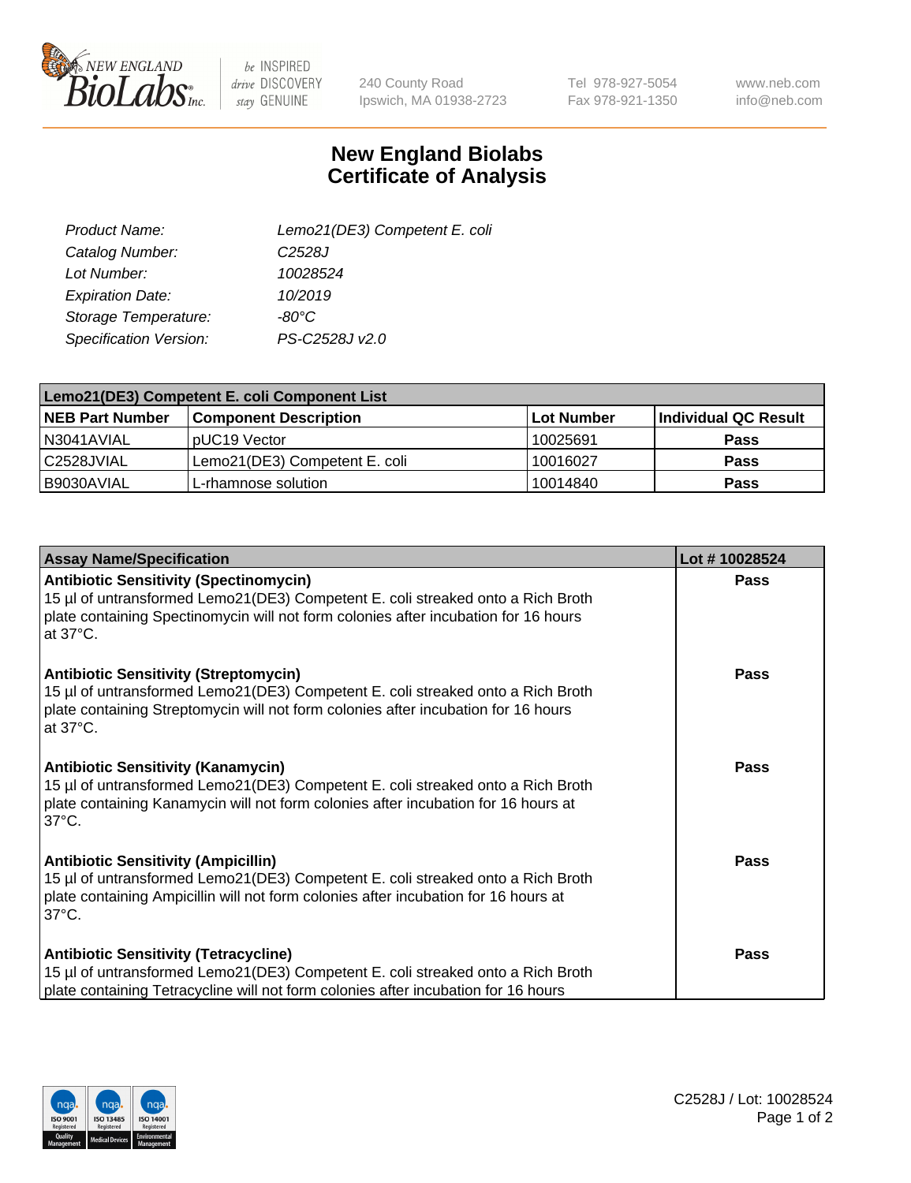240 County Road
Ipswich, MA 01938-2723

Tel 978-927-5054
Fax 978-921-1350

www.neb.com
info@neb.com

# New England Biolabs
# Certificate of Analysis

| | |
|---|---|
| *Product Name:* | *Lemo21(DE3) Competent E. coli* |
| *Catalog Number:* | *C2528J* |
| *Lot Number:* | *10028524* |
| *Expiration Date:* | *10/2019* |
| *Storage Temperature:* | *-80°C* |
| *Specification Version:* | *PS-C2528J v2.0* |

**Lemo21(DE3) Competent E. coli Component List**

| NEB Part Number | Component Description | Lot Number | Individual QC Result |
|---|---|---|---|
| N3041AVIAL | pUC19 Vector | 10025691 | **Pass** |
| C2528JVIAL | Lemo21(DE3) Competent E. coli | 10016027 | **Pass** |
| B9030AVIAL | L-rhamnose solution | 10014840 | **Pass** |

| Assay Name/Specification | Lot # 10028524 |
|---|---|
| **Antibiotic Sensitivity (Spectinomycin)** 15 µl of untransformed Lemo21(DE3) Competent E. coli streaked onto a Rich Broth plate containing Spectinomycin will not form colonies after incubation for 16 hours at 37°C. | **Pass** |
| **Antibiotic Sensitivity (Streptomycin)** 15 µl of untransformed Lemo21(DE3) Competent E. coli streaked onto a Rich Broth plate containing Streptomycin will not form colonies after incubation for 16 hours at 37°C. | **Pass** |
| **Antibiotic Sensitivity (Kanamycin)** 15 µl of untransformed Lemo21(DE3) Competent E. coli streaked onto a Rich Broth plate containing Kanamycin will not form colonies after incubation for 16 hours at 37°C. | **Pass** |
| **Antibiotic Sensitivity (Ampicillin)** 15 µl of untransformed Lemo21(DE3) Competent E. coli streaked onto a Rich Broth plate containing Ampicillin will not form colonies after incubation for 16 hours at 37°C. | **Pass** |
| **Antibiotic Sensitivity (Tetracycline)** 15 µl of untransformed Lemo21(DE3) Competent E. coli streaked onto a Rich Broth plate containing Tetracycline will not form colonies after incubation for 16 hours | **Pass** |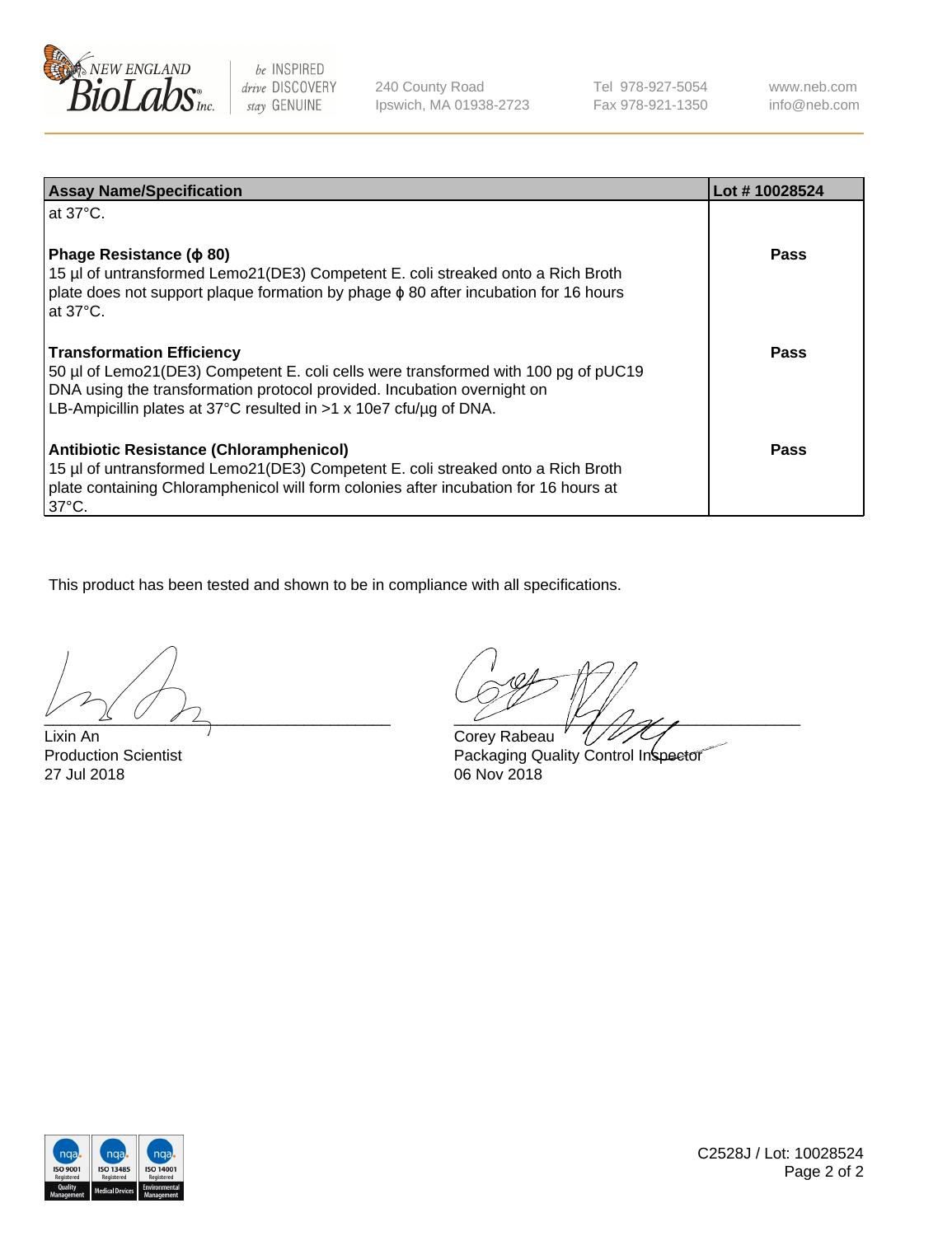| Assay Name/Specification | Lot # 10028524 |
|---|---|
| at 37°C. | |
| **Phage Resistance (ϕ 80)**<br>15 µl of untransformed Lemo21(DE3) Competent E. coli streaked onto a Rich Broth plate does not support plaque formation by phage ϕ 80 after incubation for 16 hours at 37°C. | **Pass** |
| **Transformation Efficiency**<br>50 µl of Lemo21(DE3) Competent E. coli cells were transformed with 100 pg of pUC19 DNA using the transformation protocol provided. Incubation overnight on LB-Ampicillin plates at 37°C resulted in >1 x 10e7 cfu/µg of DNA. | **Pass** |
| **Antibiotic Resistance (Chloramphenicol)**<br>15 µl of untransformed Lemo21(DE3) Competent E. coli streaked onto a Rich Broth plate containing Chloramphenicol will form colonies after incubation for 16 hours at 37°C. | **Pass** |

This product has been tested and shown to be in compliance with all specifications.

Lixin An
Production Scientist
27 Jul 2018

Corey Rabeau
Packaging Quality Control Inspector
06 Nov 2018

C2528J / Lot: 10028524